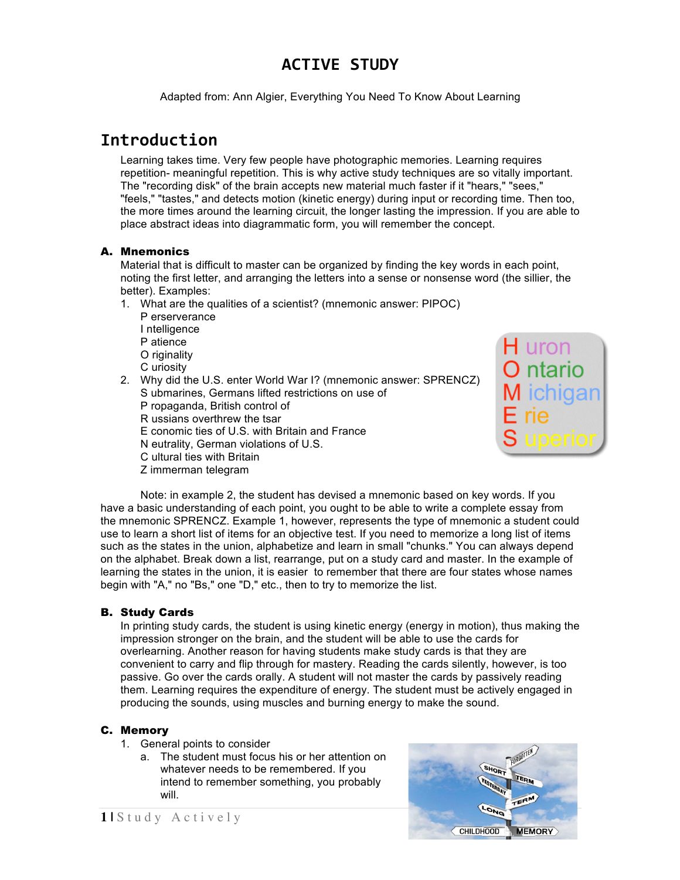# ACTIVE STUDY

Adapted from: Ann Algier, Everything You Need To Know About Learning

## Introduction

Learning takes time. Very few people have photographic memories. Learning requires repetition- meaningful repetition. This is why active study techniques are so vitally important. The "recording disk" of the brain accepts new material much faster if it "hears," "sees," "feels," "tastes," and detects motion (kinetic energy) during input or recording time. Then too, the more times around the learning circuit, the longer lasting the impression. If you are able to place abstract ideas into diagrammatic form, you will remember the concept.

### A. Mnemonics

Material that is difficult to master can be organized by finding the key words in each point, noting the first letter, and arranging the letters into a sense or nonsense word (the sillier, the better). Examples:

1. What are the qualities of a scientist? (mnemonic answer: PIPOC)
   P erserverance
   I ntelligence
   P atience
   O riginality
   C uriosity
2. Why did the U.S. enter World War I? (mnemonic answer: SPRENCZ)
   S ubmarines, Germans lifted restrictions on use of
   P ropaganda, British control of
   R ussians overthrew the tsar
   E conomic ties of U.S. with Britain and France
   N eutrality, German violations of U.S.
   C ultural ties with Britain
   Z immerman telegram

H uron
O ntario
M ichigan
E rie
S uperior

Note: in example 2, the student has devised a mnemonic based on key words. If you have a basic understanding of each point, you ought to be able to write a complete essay from the mnemonic SPRENCZ. Example 1, however, represents the type of mnemonic a student could use to learn a short list of items for an objective test. If you need to memorize a long list of items such as the states in the union, alphabetize and learn in small "chunks." You can always depend on the alphabet. Break down a list, rearrange, put on a study card and master. In the example of learning the states in the union, it is easier to remember that there are four states whose names begin with "A," no "Bs," one "D," etc., then to try to memorize the list.

### B. Study Cards

In printing study cards, the student is using kinetic energy (energy in motion), thus making the impression stronger on the brain, and the student will be able to use the cards for overlearning. Another reason for having students make study cards is that they are convenient to carry and flip through for mastery. Reading the cards silently, however, is too passive. Go over the cards orally. A student will not master the cards by passively reading them. Learning requires the expenditure of energy. The student must be actively engaged in producing the sounds, using muscles and burning energy to make the sound.

### C. Memory

1. General points to consider
   a. The student must focus his or her attention on whatever needs to be remembered. If you intend to remember something, you probably will.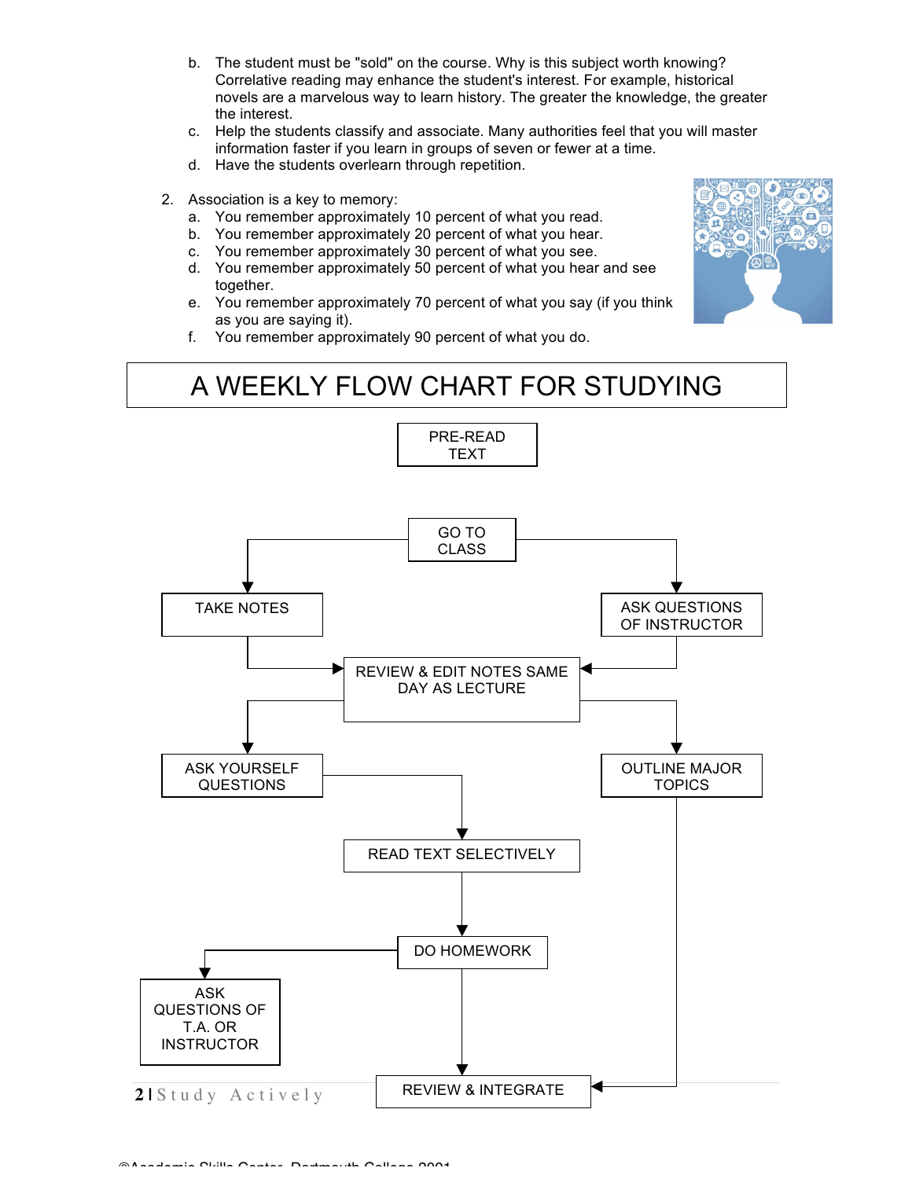b. The student must be "sold" on the course. Why is this subject worth knowing? Correlative reading may enhance the student's interest. For example, historical novels are a marvelous way to learn history. The greater the knowledge, the greater the interest.
c. Help the students classify and associate. Many authorities feel that you will master information faster if you learn in groups of seven or fewer at a time.
d. Have the students overlearn through repetition.

2. Association is a key to memory:
   a. You remember approximately 10 percent of what you read.
   b. You remember approximately 20 percent of what you hear.
   c. You remember approximately 30 percent of what you see.
   d. You remember approximately 50 percent of what you hear and see together.
   e. You remember approximately 70 percent of what you say (if you think as you are saying it).
   f. You remember approximately 90 percent of what you do.

## A WEEKLY FLOW CHART FOR STUDYING

PRE-READ TEXT

GO TO CLASS

TAKE NOTES

ASK QUESTIONS OF INSTRUCTOR

REVIEW & EDIT NOTES SAME DAY AS LECTURE

ASK YOURSELF QUESTIONS

OUTLINE MAJOR TOPICS

READ TEXT SELECTIVELY

DO HOMEWORK

ASK QUESTIONS OF T.A. OR INSTRUCTOR

REVIEW & INTEGRATE

©Academic Skills Center, Dartmouth College 2001